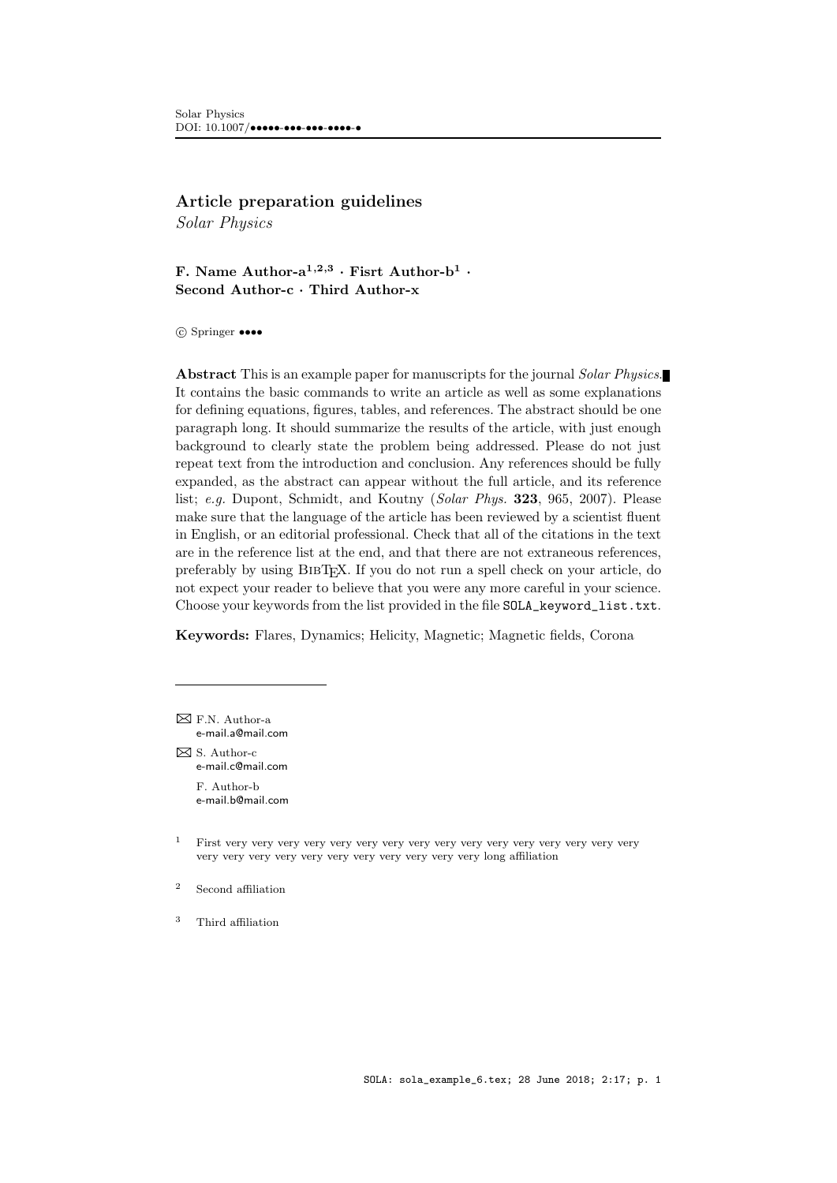# Article preparation guidelines

*Solar Physics*

**F. Name Author-a[1,2,3] · Fisrt Author-b[1] · Second Author-c · Third Author-x**

© Springer ••••

**Abstract** This is an example paper for manuscripts for the journal *Solar Physics*. It contains the basic commands to write an article as well as some explanations for defining equations, figures, tables, and references. The abstract should be one paragraph long. It should summarize the results of the article, with just enough background to clearly state the problem being addressed. Please do not just repeat text from the introduction and conclusion. Any references should be fully expanded, as the abstract can appear without the full article, and its reference list; *e.g.* Dupont, Schmidt, and Koutny (*Solar Phys.* **323**, 965, 2007). Please make sure that the language of the article has been reviewed by a scientist fluent in English, or an editorial professional. Check that all of the citations in the text are in the reference list at the end, and that there are not extraneous references, preferably by using BibTeX. If you do not run a spell check on your article, do not expect your reader to believe that you were any more careful in your science. Choose your keywords from the list provided in the file `SOLA_keyword_list.txt`.

**Keywords:** Flares, Dynamics; Helicity, Magnetic; Magnetic fields, Corona

---

✉ F.N. Author-a
e-mail.a@mail.com

✉ S. Author-c
e-mail.c@mail.com

F. Author-b
e-mail.b@mail.com

[1] First very very very very very very very very very very very very very very very very very very very very very very very very very very very very long affiliation

[2] Second affiliation

[3] Third affiliation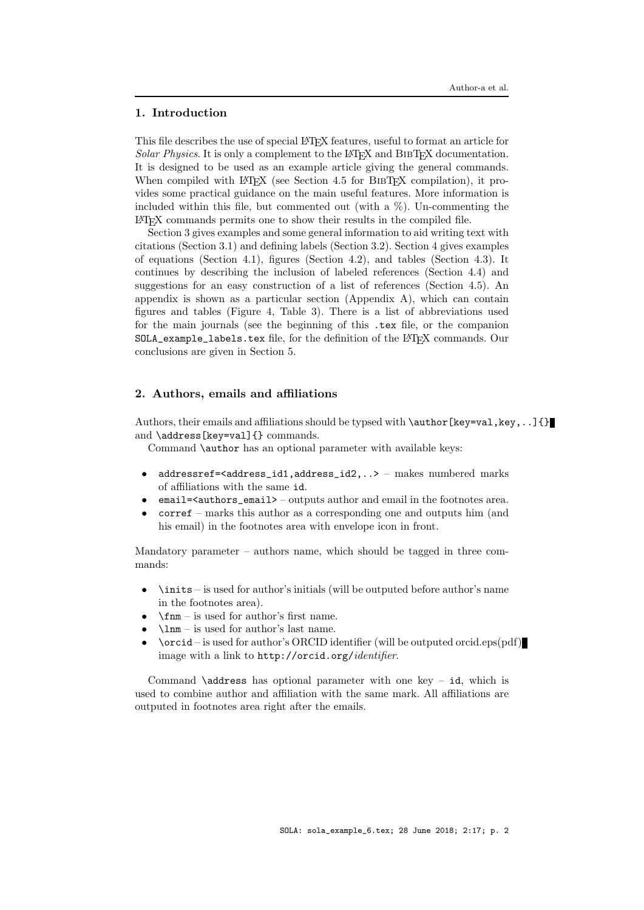## 1. Introduction

This file describes the use of special LaTeX features, useful to format an article for *Solar Physics*. It is only a complement to the LaTeX and BibTeX documentation. It is designed to be used as an example article giving the general commands. When compiled with LaTeX (see Section 4.5 for BibTeX compilation), it provides some practical guidance on the main useful features. More information is included within this file, but commented out (with a %). Un-commenting the LaTeX commands permits one to show their results in the compiled file.

Section 3 gives examples and some general information to aid writing text with citations (Section 3.1) and defining labels (Section 3.2). Section 4 gives examples of equations (Section 4.1), figures (Section 4.2), and tables (Section 4.3). It continues by describing the inclusion of labeled references (Section 4.4) and suggestions for an easy construction of a list of references (Section 4.5). An appendix is shown as a particular section (Appendix A), which can contain figures and tables (Figure 4, Table 3). There is a list of abbreviations used for the main journals (see the beginning of this `.tex` file, or the companion `SOLA_example_labels.tex` file, for the definition of the LaTeX commands. Our conclusions are given in Section 5.

## 2. Authors, emails and affiliations

Authors, their emails and affiliations should be typsed with `\author[key=val,key,..]{}` and `\address[key=val]{}` commands.

Command `\author` has an optional parameter with available keys:

- `addressref=<address_id1,address_id2,..>` – makes numbered marks of affiliations with the same `id`.
- `email=<authors_email>` – outputs author and email in the footnotes area.
- `corref` – marks this author as a corresponding one and outputs him (and his email) in the footnotes area with envelope icon in front.

Mandatory parameter – authors name, which should be tagged in three commands:

- `\inits` – is used for author's initials (will be outputed before author's name in the footnotes area).
- `\fnm` – is used for author's first name.
- `\lnm` – is used for author's last name.
- `\orcid` – is used for author's ORCID identifier (will be outputed orcid.eps(pdf) image with a link to `http://orcid.org/`*identifier*.

Command `\address` has optional parameter with one key – `id`, which is used to combine author and affiliation with the same mark. All affiliations are outputed in footnotes area right after the emails.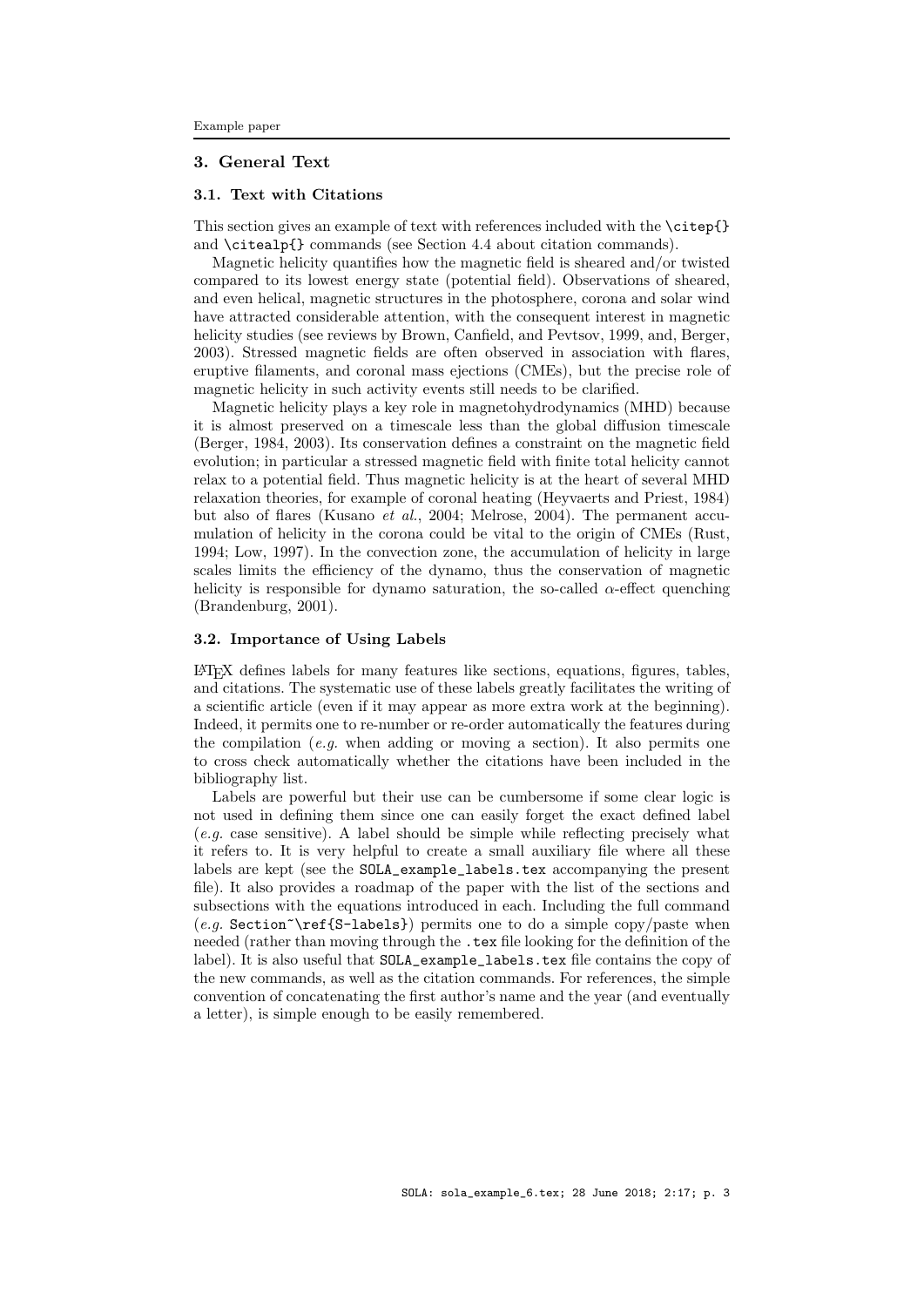## 3. General Text

### 3.1. Text with Citations

This section gives an example of text with references included with the `\citep{}` and `\citealp{}` commands (see Section 4.4 about citation commands).

Magnetic helicity quantifies how the magnetic field is sheared and/or twisted compared to its lowest energy state (potential field). Observations of sheared, and even helical, magnetic structures in the photosphere, corona and solar wind have attracted considerable attention, with the consequent interest in magnetic helicity studies (see reviews by Brown, Canfield, and Pevtsov, 1999, and, Berger, 2003). Stressed magnetic fields are often observed in association with flares, eruptive filaments, and coronal mass ejections (CMEs), but the precise role of magnetic helicity in such activity events still needs to be clarified.

Magnetic helicity plays a key role in magnetohydrodynamics (MHD) because it is almost preserved on a timescale less than the global diffusion timescale (Berger, 1984, 2003). Its conservation defines a constraint on the magnetic field evolution; in particular a stressed magnetic field with finite total helicity cannot relax to a potential field. Thus magnetic helicity is at the heart of several MHD relaxation theories, for example of coronal heating (Heyvaerts and Priest, 1984) but also of flares (Kusano *et al.*, 2004; Melrose, 2004). The permanent accumulation of helicity in the corona could be vital to the origin of CMEs (Rust, 1994; Low, 1997). In the convection zone, the accumulation of helicity in large scales limits the efficiency of the dynamo, thus the conservation of magnetic helicity is responsible for dynamo saturation, the so-called $\alpha$-effect quenching (Brandenburg, 2001).

### 3.2. Importance of Using Labels

LaTeX defines labels for many features like sections, equations, figures, tables, and citations. The systematic use of these labels greatly facilitates the writing of a scientific article (even if it may appear as more extra work at the beginning). Indeed, it permits one to re-number or re-order automatically the features during the compilation (*e.g.* when adding or moving a section). It also permits one to cross check automatically whether the citations have been included in the bibliography list.

Labels are powerful but their use can be cumbersome if some clear logic is not used in defining them since one can easily forget the exact defined label (*e.g.* case sensitive). A label should be simple while reflecting precisely what it refers to. It is very helpful to create a small auxiliary file where all these labels are kept (see the `SOLA_example_labels.tex` accompanying the present file). It also provides a roadmap of the paper with the list of the sections and subsections with the equations introduced in each. Including the full command (*e.g.* `Section~\ref{S-labels}`) permits one to do a simple copy/paste when needed (rather than moving through the `.tex` file looking for the definition of the label). It is also useful that `SOLA_example_labels.tex` file contains the copy of the new commands, as well as the citation commands. For references, the simple convention of concatenating the first author's name and the year (and eventually a letter), is simple enough to be easily remembered.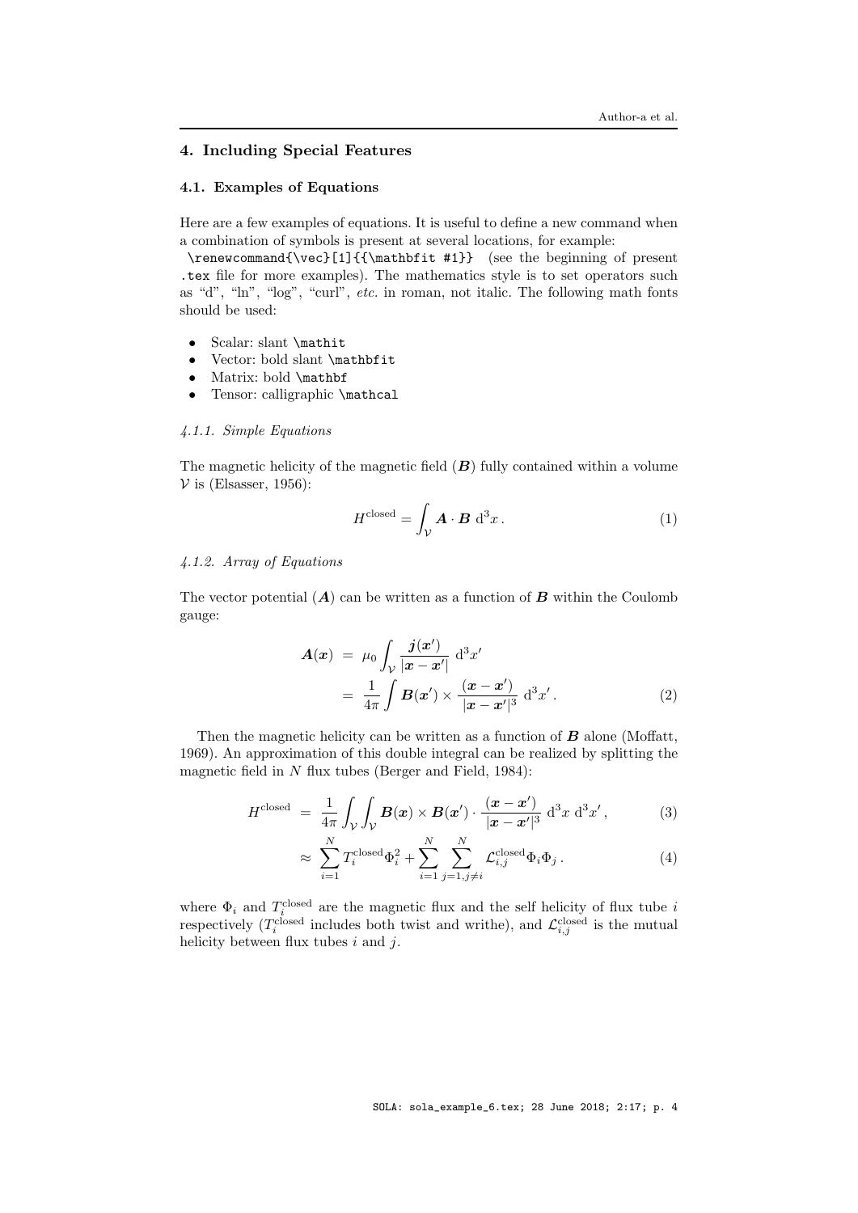## 4. Including Special Features

### 4.1. Examples of Equations

Here are a few examples of equations. It is useful to define a new command when a combination of symbols is present at several locations, for example: `\renewcommand{\vec}[1]{{\mathbfit #1}}` (see the beginning of present `.tex` file for more examples). The mathematics style is to set operators such as "d", "ln", "log", "curl", *etc.* in roman, not italic. The following math fonts should be used:

- Scalar: slant `\mathit`
- Vector: bold slant `\mathbfit`
- Matrix: bold `\mathbf`
- Tensor: calligraphic `\mathcal`

#### *4.1.1. Simple Equations*

The magnetic helicity of the magnetic field ($\boldsymbol{B}$) fully contained within a volume $\mathcal{V}$ is (Elsasser, 1956):

$$H^{\rm closed} = \int_{\mathcal{V}} \boldsymbol{A} \cdot \boldsymbol{B} \; {\rm d}^3 x \,. \tag{1}$$

#### *4.1.2. Array of Equations*

The vector potential ($\boldsymbol{A}$) can be written as a function of $\boldsymbol{B}$ within the Coulomb gauge:

$$\begin{aligned} \boldsymbol{A}(\boldsymbol{x}) \; &= \; \mu_0 \int_{\mathcal{V}} \frac{\boldsymbol{j}(\boldsymbol{x}')}{|\boldsymbol{x}-\boldsymbol{x}'|} \; {\rm d}^3 x' \\ &= \; \frac{1}{4\pi} \int \boldsymbol{B}(\boldsymbol{x}') \times \frac{(\boldsymbol{x}-\boldsymbol{x}')}{|\boldsymbol{x}-\boldsymbol{x}'|^3} \; {\rm d}^3 x' \,. \end{aligned} \tag{2}$$

Then the magnetic helicity can be written as a function of $\boldsymbol{B}$ alone (Moffatt, 1969). An approximation of this double integral can be realized by splitting the magnetic field in $N$ flux tubes (Berger and Field, 1984):

$$H^{\rm closed} \; = \; \frac{1}{4\pi} \int_{\mathcal{V}} \int_{\mathcal{V}} \boldsymbol{B}(\boldsymbol{x}) \times \boldsymbol{B}(\boldsymbol{x}') \cdot \frac{(\boldsymbol{x}-\boldsymbol{x}')}{|\boldsymbol{x}-\boldsymbol{x}'|^3} \; {\rm d}^3 x \; {\rm d}^3 x' \,, \tag{3}$$

$$\approx \; \sum_{i=1}^{N} T_i^{\rm closed} \Phi_i^2 + \sum_{i=1}^{N} \sum_{j=1, j \neq i}^{N} \mathcal{L}_{i,j}^{\rm closed} \Phi_i \Phi_j \,. \tag{4}$$

where $\Phi_i$ and $T_i^{\rm closed}$ are the magnetic flux and the self helicity of flux tube $i$ respectively ($T_i^{\rm closed}$ includes both twist and writhe), and $\mathcal{L}_{i,j}^{\rm closed}$ is the mutual helicity between flux tubes $i$ and $j$.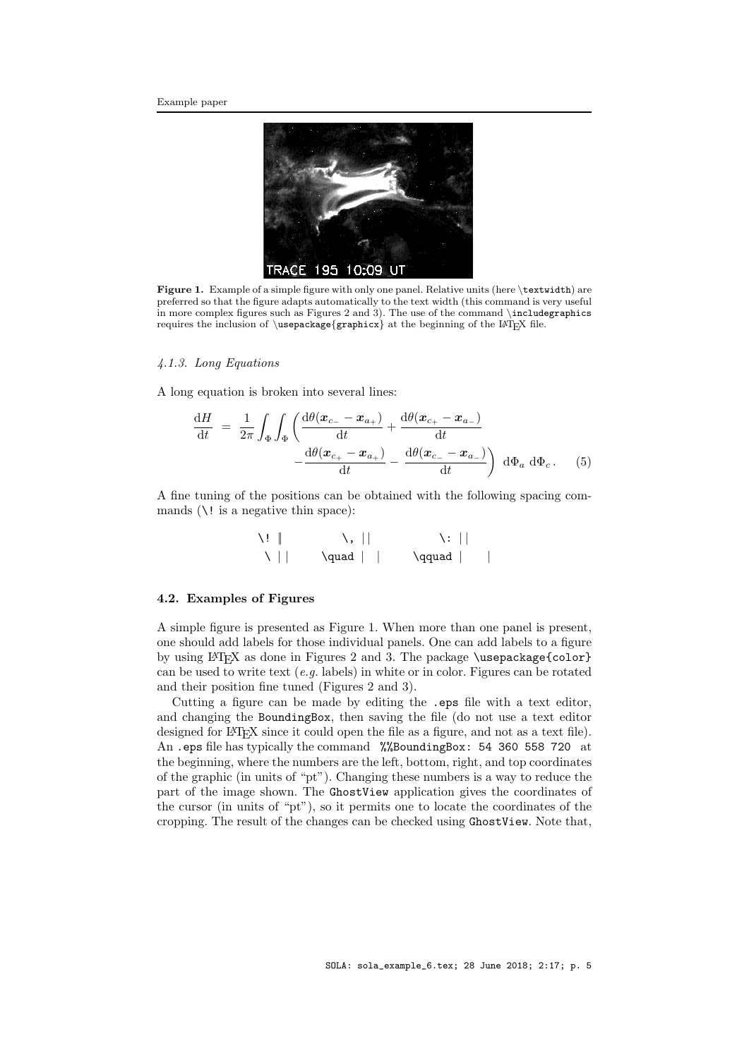Figure 1. Example of a simple figure with only one panel. Relative units (here \textwidth) are preferred so that the figure adapts automatically to the text width (this command is very useful in more complex figures such as Figures 2 and 3). The use of the command \includegraphics requires the inclusion of \usepackage{graphicx} at the beginning of the LaTeX file.

#### 4.1.3. Long Equations

A long equation is broken into several lines:

$$
\begin{aligned}
\frac{\mathrm{d}H}{\mathrm{d}t} \;=\; \frac{1}{2\pi}\int_{\Phi}\int_{\Phi} \Bigg( & \frac{\mathrm{d}\theta(\boldsymbol{x}_{c_-}-\boldsymbol{x}_{a_+})}{\mathrm{d}t} + \frac{\mathrm{d}\theta(\boldsymbol{x}_{c_+}-\boldsymbol{x}_{a_-})}{\mathrm{d}t} \\
& - \frac{\mathrm{d}\theta(\boldsymbol{x}_{c_+}-\boldsymbol{x}_{a_+})}{\mathrm{d}t} - \frac{\mathrm{d}\theta(\boldsymbol{x}_{c_-}-\boldsymbol{x}_{a_-})}{\mathrm{d}t}\Bigg) \;\mathrm{d}\Phi_a\;\mathrm{d}\Phi_c\,. \qquad (5)
\end{aligned}
$$

A fine tuning of the positions can be obtained with the following spacing commands (\! is a negative thin space):

| | | |
|---|---|---|
| \! $\|\!\|$ | \, $\|\,\|$ | \: $\|\:\|$ |
| \ $\|\ \|$ | \quad $\|\quad\|$ | \qquad $\|\qquad\|$ |

### 4.2. Examples of Figures

A simple figure is presented as Figure 1. When more than one panel is present, one should add labels for those individual panels. One can add labels to a figure by using LaTeX as done in Figures 2 and 3. The package \usepackage{color} can be used to write text (*e.g.* labels) in white or in color. Figures can be rotated and their position fine tuned (Figures 2 and 3).

Cutting a figure can be made by editing the .eps file with a text editor, and changing the BoundingBox, then saving the file (do not use a text editor designed for LaTeX since it could open the file as a figure, and not as a text file). An .eps file has typically the command %%BoundingBox: 54 360 558 720 at the beginning, where the numbers are the left, bottom, right, and top coordinates of the graphic (in units of "pt"). Changing these numbers is a way to reduce the part of the image shown. The GhostView application gives the coordinates of the cursor (in units of "pt"), so it permits one to locate the coordinates of the cropping. The result of the changes can be checked using GhostView. Note that,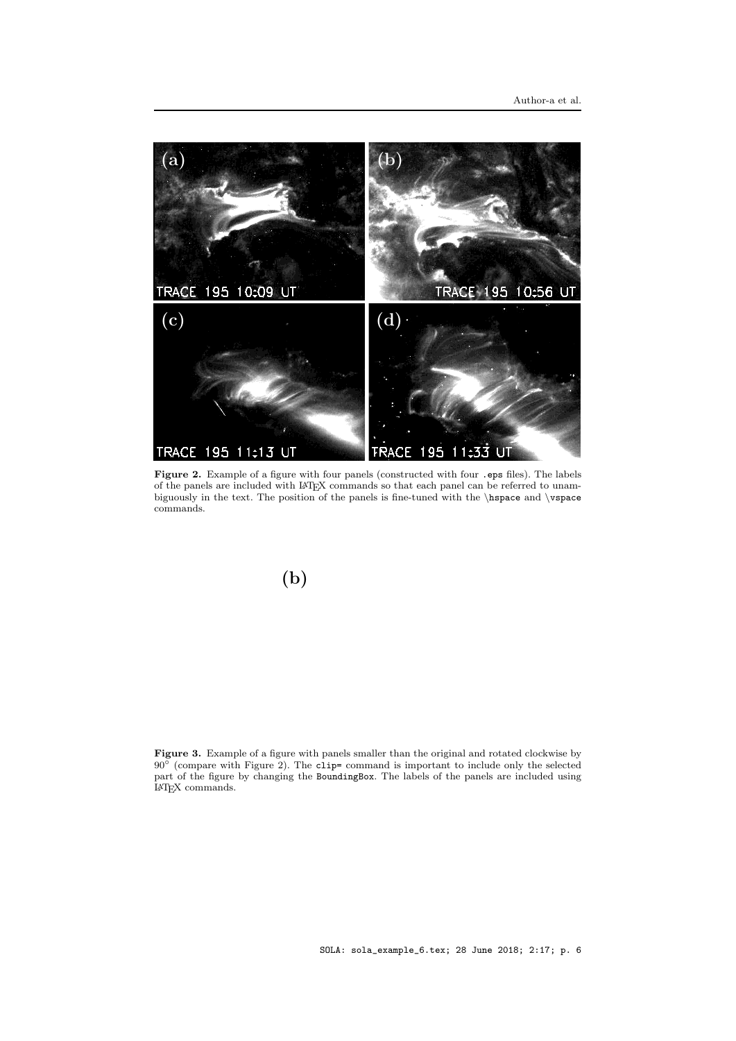**Figure 2.** Example of a figure with four panels (constructed with four .eps files). The labels of the panels are included with LaTeX commands so that each panel can be referred to unambiguously in the text. The position of the panels is fine-tuned with the \hspace and \vspace commands.

(b)

**Figure 3.** Example of a figure with panels smaller than the original and rotated clockwise by 90° (compare with Figure 2). The clip= command is important to include only the selected part of the figure by changing the BoundingBox. The labels of the panels are included using LaTeX commands.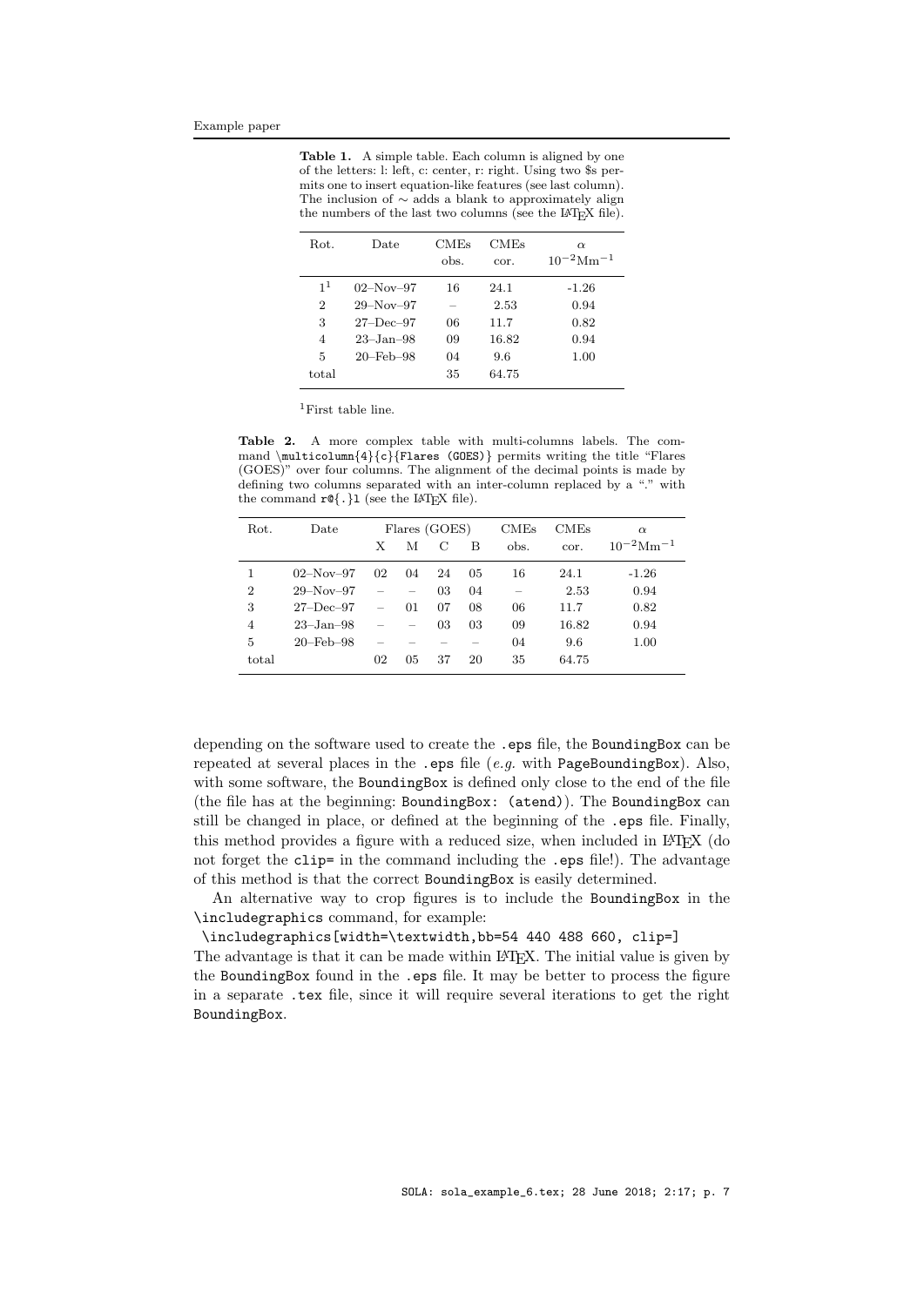**Table 1.** A simple table. Each column is aligned by one of the letters: l: left, c: center, r: right. Using two $s permits one to insert equation-like features (see last column). The inclusion of $\sim$ adds a blank to approximately align the numbers of the last two columns (see the LaTeX file).

| Rot. | Date | CMEs obs. | CMEs cor. | $\alpha$ $10^{-2}\mathrm{Mm}^{-1}$ |
|---|---|---|---|---|
| 1[1] | 02–Nov–97 | 16 | 24.1 | -1.26 |
| 2 | 29–Nov–97 | – | 2.53 | 0.94 |
| 3 | 27–Dec–97 | 06 | 11.7 | 0.82 |
| 4 | 23–Jan–98 | 09 | 16.82 | 0.94 |
| 5 | 20–Feb–98 | 04 | 9.6 | 1.00 |
| total | | 35 | 64.75 | |

[1]First table line.

**Table 2.** A more complex table with multi-columns labels. The command `\multicolumn{4}{c}{Flares (GOES)}` permits writing the title "Flares (GOES)" over four columns. The alignment of the decimal points is made by defining two columns separated with an inter-column replaced by a "." with the command `r@{.}l` (see the LaTeX file).

| Rot. | Date | Flares (GOES) | | | | CMEs | CMEs | $\alpha$ |
|---|---|---|---|---|---|---|---|---|
| | | X | M | C | B | obs. | cor. | $10^{-2}\mathrm{Mm}^{-1}$ |
| 1 | 02–Nov–97 | 02 | 04 | 24 | 05 | 16 | 24.1 | -1.26 |
| 2 | 29–Nov–97 | – | – | 03 | 04 | – | 2.53 | 0.94 |
| 3 | 27–Dec–97 | – | 01 | 07 | 08 | 06 | 11.7 | 0.82 |
| 4 | 23–Jan–98 | – | – | 03 | 03 | 09 | 16.82 | 0.94 |
| 5 | 20–Feb–98 | – | – | – | – | 04 | 9.6 | 1.00 |
| total | | 02 | 05 | 37 | 20 | 35 | 64.75 | |

depending on the software used to create the `.eps` file, the `BoundingBox` can be repeated at several places in the `.eps` file (*e.g.* with `PageBoundingBox`). Also, with some software, the `BoundingBox` is defined only close to the end of the file (the file has at the beginning: `BoundingBox: (atend)`). The `BoundingBox` can still be changed in place, or defined at the beginning of the `.eps` file. Finally, this method provides a figure with a reduced size, when included in LaTeX (do not forget the `clip=` in the command including the `.eps` file!). The advantage of this method is that the correct `BoundingBox` is easily determined.

An alternative way to crop figures is to include the `BoundingBox` in the `\includegraphics` command, for example:

```
\includegraphics[width=\textwidth,bb=54 440 488 660, clip=]
```

The advantage is that it can be made within LaTeX. The initial value is given by the `BoundingBox` found in the `.eps` file. It may be better to process the figure in a separate `.tex` file, since it will require several iterations to get the right `BoundingBox`.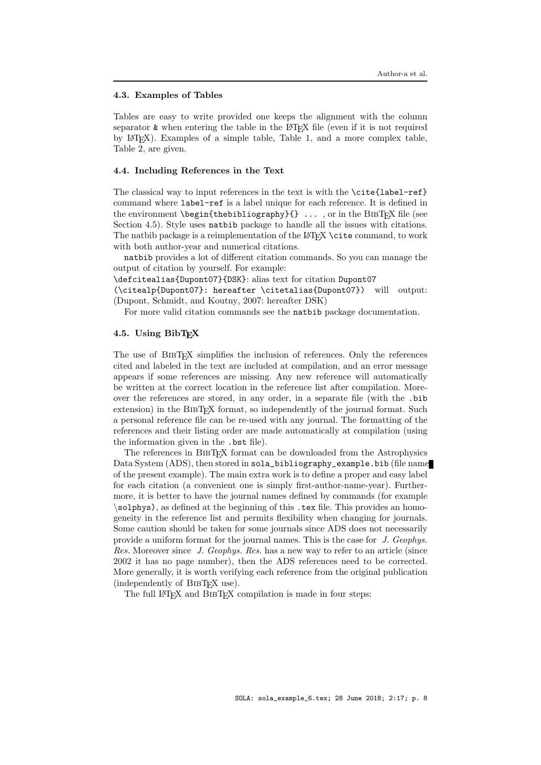### 4.3. Examples of Tables

Tables are easy to write provided one keeps the alignment with the column separator `&` when entering the table in the LaTeX file (even if it is not required by LaTeX). Examples of a simple table, Table 1, and a more complex table, Table 2, are given.

### 4.4. Including References in the Text

The classical way to input references in the text is with the `\cite{label-ref}` command where `label-ref` is a label unique for each reference. It is defined in the environment `\begin{thebibliography}{} ...` , or in the BibTeX file (see Section 4.5). Style uses `natbib` package to handle all the issues with citations. The natbib package is a reimplementation of the LaTeX `\cite` command, to work with both author-year and numerical citations.

`natbib` provides a lot of different citation commands. So you can manage the output of citation by yourself. For example:
`\defcitealias{Dupont07}{DSK}`: alias text for citation `Dupont07`
`(\citealp{Dupont07}: hereafter \citetalias{Dupont07})` will output: (Dupont, Schmidt, and Koutny, 2007: hereafter DSK)

For more valid citation commands see the `natbib` package documentation.

### 4.5. Using BibTeX

The use of BibTeX simplifies the inclusion of references. Only the references cited and labeled in the text are included at compilation, and an error message appears if some references are missing. Any new reference will automatically be written at the correct location in the reference list after compilation. Moreover the references are stored, in any order, in a separate file (with the `.bib` extension) in the BibTeX format, so independently of the journal format. Such a personal reference file can be re-used with any journal. The formatting of the references and their listing order are made automatically at compilation (using the information given in the `.bst` file).

The references in BibTeX format can be downloaded from the Astrophysics Data System (ADS), then stored in `sola_bibliography_example.bib` (file name of the present example). The main extra work is to define a proper and easy label for each citation (a convenient one is simply first-author-name-year). Furthermore, it is better to have the journal names defined by commands (for example `\solphys`), as defined at the beginning of this `.tex` file. This provides an homogeneity in the reference list and permits flexibility when changing for journals. Some caution should be taken for some journals since ADS does not necessarily provide a uniform format for the journal names. This is the case for *J. Geophys. Res.* Moreover since *J. Geophys. Res.* has a new way to refer to an article (since 2002 it has no page number), then the ADS references need to be corrected. More generally, it is worth verifying each reference from the original publication (independently of BibTeX use).

The full LaTeX and BibTeX compilation is made in four steps: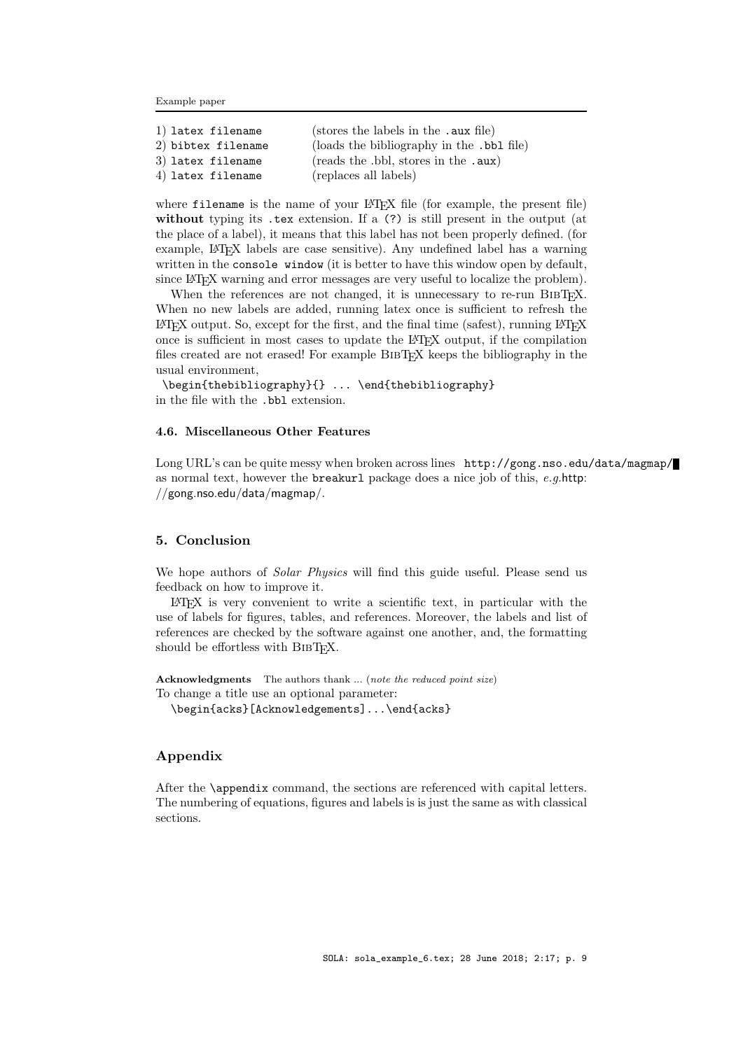1) `latex filename` (stores the labels in the `.aux` file)
2) `bibtex filename` (loads the bibliography in the `.bbl` file)
3) `latex filename` (reads the .bbl, stores in the `.aux`)
4) `latex filename` (replaces all labels)

where `filename` is the name of your LaTeX file (for example, the present file) **without** typing its `.tex` extension. If a `(?)` is still present in the output (at the place of a label), it means that this label has not been properly defined. (for example, LaTeX labels are case sensitive). Any undefined label has a warning written in the `console window` (it is better to have this window open by default, since LaTeX warning and error messages are very useful to localize the problem).

When the references are not changed, it is unnecessary to re-run BIBTeX. When no new labels are added, running latex once is sufficient to refresh the LaTeX output. So, except for the first, and the final time (safest), running LaTeX once is sufficient in most cases to update the LaTeX output, if the compilation files created are not erased! For example BIBTeX keeps the bibliography in the usual environment,

`\begin{thebibliography}{} ... \end{thebibliography}`

in the file with the `.bbl` extension.

### 4.6. Miscellaneous Other Features

Long URL's can be quite messy when broken across lines `http://gong.nso.edu/data/magmap/` as normal text, however the `breakurl` package does a nice job of this, *e.g.*http://gong.nso.edu/data/magmap/.

## 5. Conclusion

We hope authors of *Solar Physics* will find this guide useful. Please send us feedback on how to improve it.

LaTeX is very convenient to write a scientific text, in particular with the use of labels for figures, tables, and references. Moreover, the labels and list of references are checked by the software against one another, and, the formatting should be effortless with BIBTeX.

**Acknowledgments** The authors thank ... (*note the reduced point size*)
To change a title use an optional parameter:

`\begin{acks}[Acknowledgements]...\end{acks}`

## Appendix

After the `\appendix` command, the sections are referenced with capital letters. The numbering of equations, figures and labels is is just the same as with classical sections.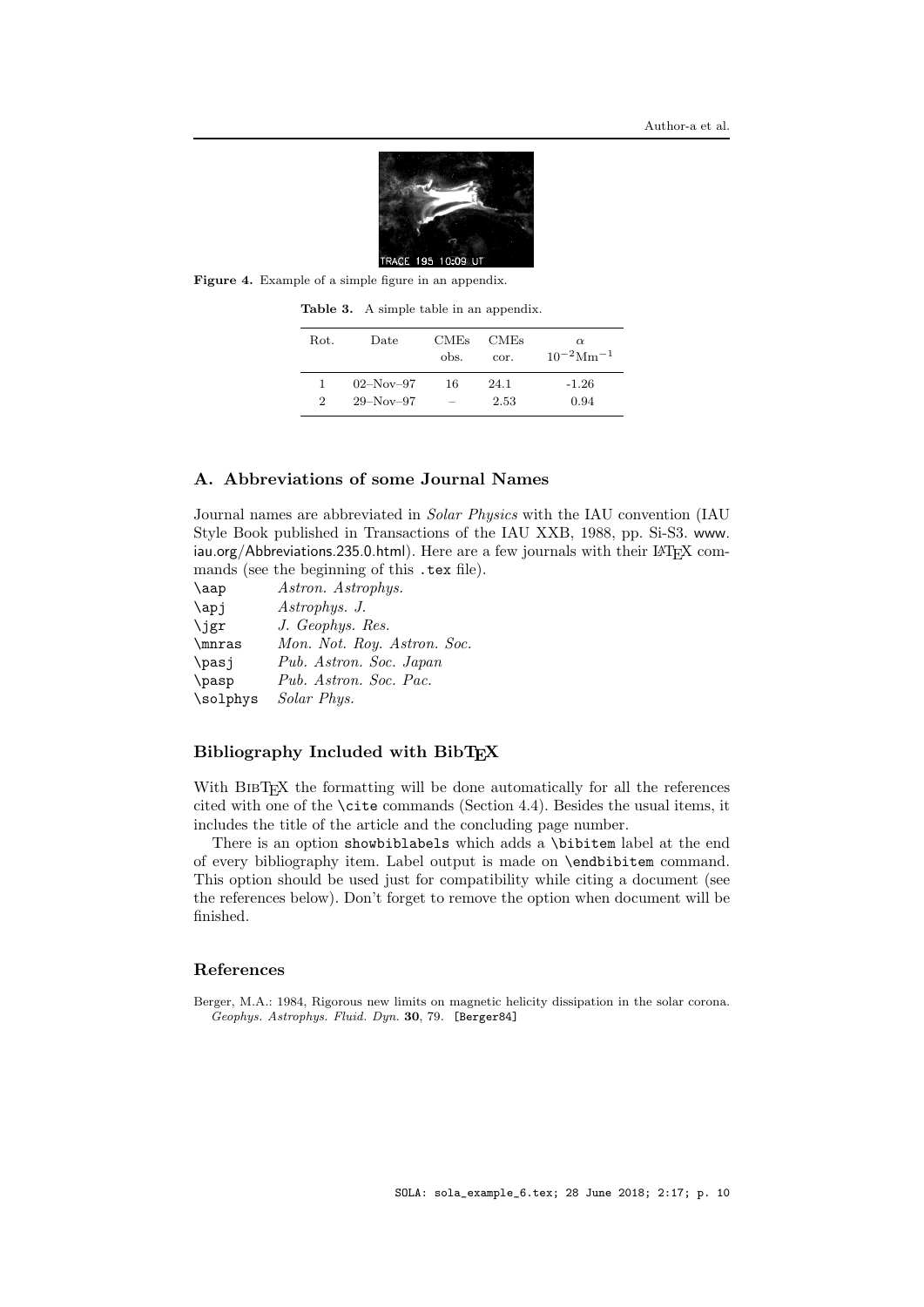**Figure 4.** Example of a simple figure in an appendix.

**Table 3.** A simple table in an appendix.

| Rot. | Date | CMEs obs. | CMEs cor. | $\alpha$ $10^{-2}\mathrm{Mm}^{-1}$ |
|---|---|---|---|---|
| 1 | 02–Nov–97 | 16 | 24.1 | -1.26 |
| 2 | 29–Nov–97 | – | 2.53 | 0.94 |

## A. Abbreviations of some Journal Names

Journal names are abbreviated in *Solar Physics* with the IAU convention (IAU Style Book published in Transactions of the IAU XXB, 1988, pp. Si-S3. www.iau.org/Abbreviations.235.0.html). Here are a few journals with their LaTeX commands (see the beginning of this `.tex` file).

| | |
|---|---|
| `\aap` | *Astron. Astrophys.* |
| `\apj` | *Astrophys. J.* |
| `\jgr` | *J. Geophys. Res.* |
| `\mnras` | *Mon. Not. Roy. Astron. Soc.* |
| `\pasj` | *Pub. Astron. Soc. Japan* |
| `\pasp` | *Pub. Astron. Soc. Pac.* |
| `\solphys` | *Solar Phys.* |

## Bibliography Included with BibTeX

With BibTeX the formatting will be done automatically for all the references cited with one of the `\cite` commands (Section 4.4). Besides the usual items, it includes the title of the article and the concluding page number.

There is an option `showbiblabels` which adds a `\bibitem` label at the end of every bibliography item. Label output is made on `\endbibitem` command. This option should be used just for compatibility while citing a document (see the references below). Don't forget to remove the option when document will be finished.

## References

Berger, M.A.: 1984, Rigorous new limits on magnetic helicity dissipation in the solar corona. *Geophys. Astrophys. Fluid. Dyn.* **30**, 79. `[Berger84]`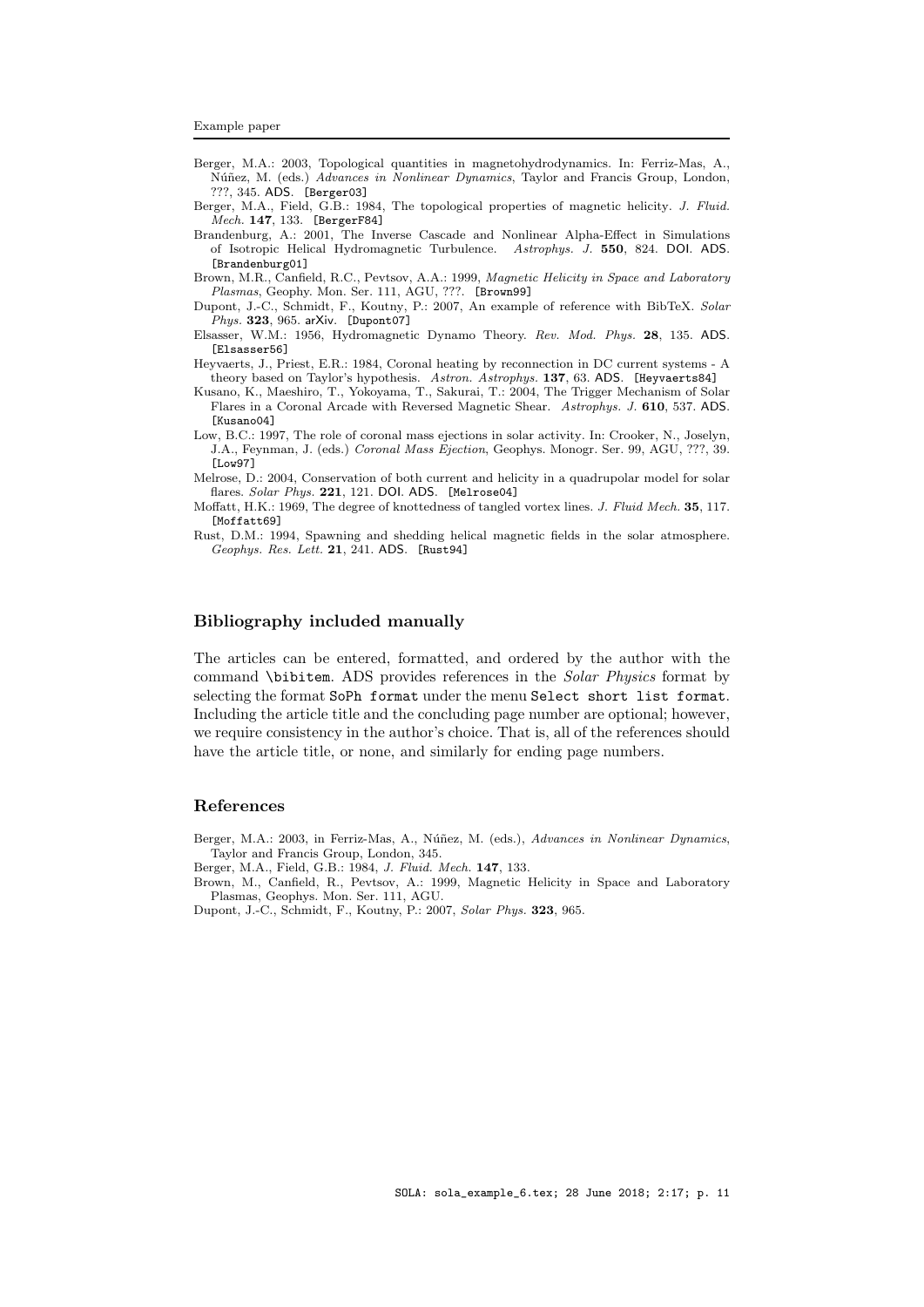Berger, M.A.: 2003, Topological quantities in magnetohydrodynamics. In: Ferriz-Mas, A., Núñez, M. (eds.) *Advances in Nonlinear Dynamics*, Taylor and Francis Group, London, ???, 345. ADS. [Berger03]

Berger, M.A., Field, G.B.: 1984, The topological properties of magnetic helicity. *J. Fluid. Mech.* **147**, 133. [BergerF84]

Brandenburg, A.: 2001, The Inverse Cascade and Nonlinear Alpha-Effect in Simulations of Isotropic Helical Hydromagnetic Turbulence. *Astrophys. J.* **550**, 824. DOI. ADS. [Brandenburg01]

Brown, M.R., Canfield, R.C., Pevtsov, A.A.: 1999, *Magnetic Helicity in Space and Laboratory Plasmas*, Geophy. Mon. Ser. 111, AGU, ???. [Brown99]

Dupont, J.-C., Schmidt, F., Koutny, P.: 2007, An example of reference with BibTeX. *Solar Phys.* **323**, 965. arXiv. [Dupont07]

Elsasser, W.M.: 1956, Hydromagnetic Dynamo Theory. *Rev. Mod. Phys.* **28**, 135. ADS. [Elsasser56]

Heyvaerts, J., Priest, E.R.: 1984, Coronal heating by reconnection in DC current systems - A theory based on Taylor's hypothesis. *Astron. Astrophys.* **137**, 63. ADS. [Heyvaerts84]

Kusano, K., Maeshiro, T., Yokoyama, T., Sakurai, T.: 2004, The Trigger Mechanism of Solar Flares in a Coronal Arcade with Reversed Magnetic Shear. *Astrophys. J.* **610**, 537. ADS. [Kusano04]

Low, B.C.: 1997, The role of coronal mass ejections in solar activity. In: Crooker, N., Joselyn, J.A., Feynman, J. (eds.) *Coronal Mass Ejection*, Geophys. Monogr. Ser. 99, AGU, ???, 39. [Low97]

Melrose, D.: 2004, Conservation of both current and helicity in a quadrupolar model for solar flares. *Solar Phys.* **221**, 121. DOI. ADS. [Melrose04]

Moffatt, H.K.: 1969, The degree of knottedness of tangled vortex lines. *J. Fluid Mech.* **35**, 117. [Moffatt69]

Rust, D.M.: 1994, Spawning and shedding helical magnetic fields in the solar atmosphere. *Geophys. Res. Lett.* **21**, 241. ADS. [Rust94]

### Bibliography included manually

The articles can be entered, formatted, and ordered by the author with the command `\bibitem`. ADS provides references in the *Solar Physics* format by selecting the format `SoPh format` under the menu `Select short list format`. Including the article title and the concluding page number are optional; however, we require consistency in the author's choice. That is, all of the references should have the article title, or none, and similarly for ending page numbers.

### References

Berger, M.A.: 2003, in Ferriz-Mas, A., Núñez, M. (eds.), *Advances in Nonlinear Dynamics*, Taylor and Francis Group, London, 345.

Berger, M.A., Field, G.B.: 1984, *J. Fluid. Mech.* **147**, 133.

Brown, M., Canfield, R., Pevtsov, A.: 1999, Magnetic Helicity in Space and Laboratory Plasmas, Geophys. Mon. Ser. 111, AGU.

Dupont, J.-C., Schmidt, F., Koutny, P.: 2007, *Solar Phys.* **323**, 965.